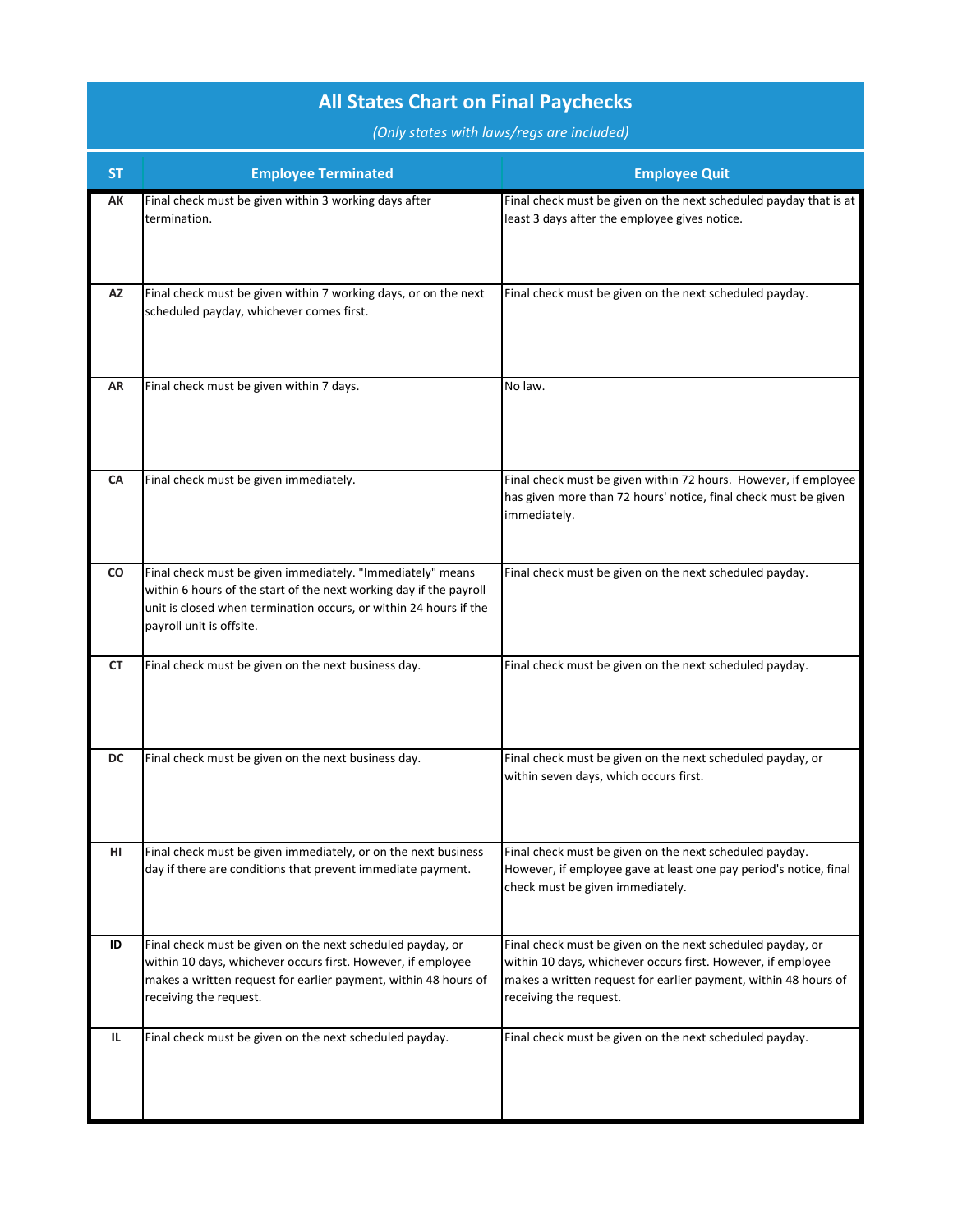# All States Chart on Final Paychecks

*(Only states with laws/regs are included)*

| ST | Employee Terminated | Employee Quit |
|---|---|---|
| AK | Final check must be given within 3 working days after termination. | Final check must be given on the next scheduled payday that is at least 3 days after the employee gives notice. |
| AZ | Final check must be given within 7 working days, or on the next scheduled payday, whichever comes first. | Final check must be given on the next scheduled payday. |
| AR | Final check must be given within 7 days. | No law. |
| CA | Final check must be given immediately. | Final check must be given within 72 hours. However, if employee has given more than 72 hours' notice, final check must be given immediately. |
| CO | Final check must be given immediately. "Immediately" means within 6 hours of the start of the next working day if the payroll unit is closed when termination occurs, or within 24 hours if the payroll unit is offsite. | Final check must be given on the next scheduled payday. |
| CT | Final check must be given on the next business day. | Final check must be given on the next scheduled payday. |
| DC | Final check must be given on the next business day. | Final check must be given on the next scheduled payday, or within seven days, which occurs first. |
| HI | Final check must be given immediately, or on the next business day if there are conditions that prevent immediate payment. | Final check must be given on the next scheduled payday. However, if employee gave at least one pay period's notice, final check must be given immediately. |
| ID | Final check must be given on the next scheduled payday, or within 10 days, whichever occurs first. However, if employee makes a written request for earlier payment, within 48 hours of receiving the request. | Final check must be given on the next scheduled payday, or within 10 days, whichever occurs first. However, if employee makes a written request for earlier payment, within 48 hours of receiving the request. |
| IL | Final check must be given on the next scheduled payday. | Final check must be given on the next scheduled payday. |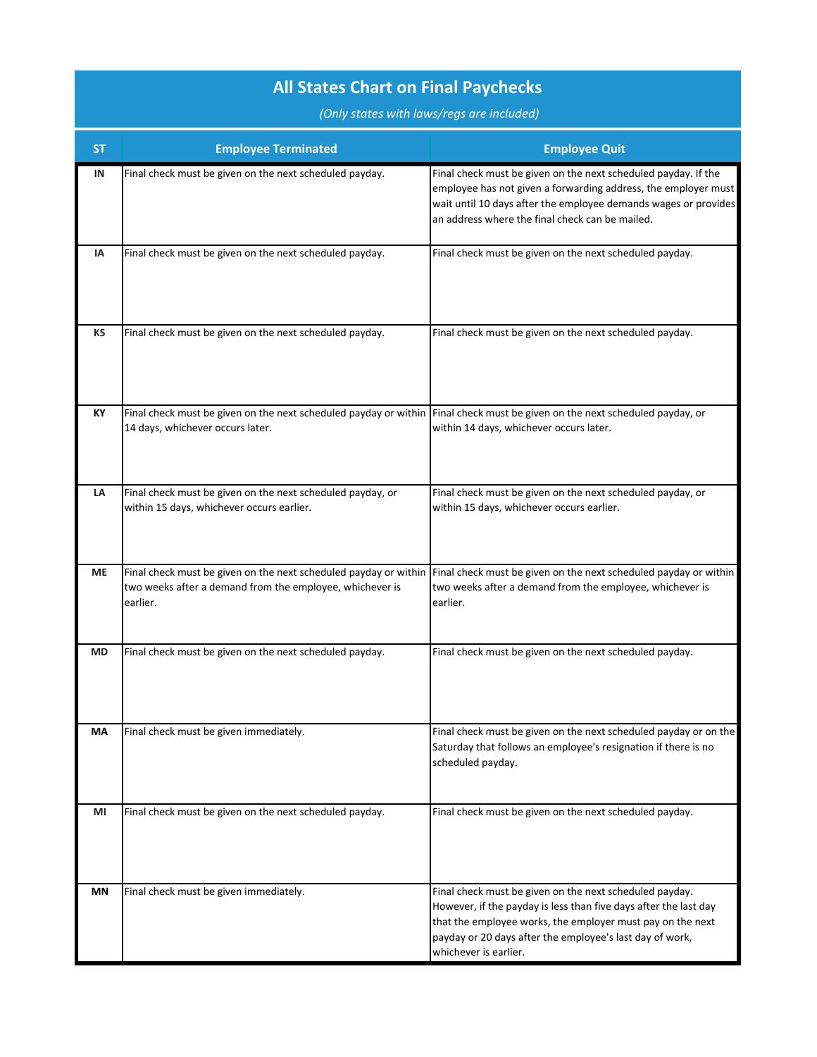## All States Chart on Final Paychecks

*(Only states with laws/regs are included)*

| ST | Employee Terminated | Employee Quit |
|---|---|---|
| IN | Final check must be given on the next scheduled payday. | Final check must be given on the next scheduled payday. If the employee has not given a forwarding address, the employer must wait until 10 days after the employee demands wages or provides an address where the final check can be mailed. |
| IA | Final check must be given on the next scheduled payday. | Final check must be given on the next scheduled payday. |
| KS | Final check must be given on the next scheduled payday. | Final check must be given on the next scheduled payday. |
| KY | Final check must be given on the next scheduled payday or within 14 days, whichever occurs later. | Final check must be given on the next scheduled payday, or within 14 days, whichever occurs later. |
| LA | Final check must be given on the next scheduled payday, or within 15 days, whichever occurs earlier. | Final check must be given on the next scheduled payday, or within 15 days, whichever occurs earlier. |
| ME | Final check must be given on the next scheduled payday or within two weeks after a demand from the employee, whichever is earlier. | Final check must be given on the next scheduled payday or within two weeks after a demand from the employee, whichever is earlier. |
| MD | Final check must be given on the next scheduled payday. | Final check must be given on the next scheduled payday. |
| MA | Final check must be given immediately. | Final check must be given on the next scheduled payday or on the Saturday that follows an employee's resignation if there is no scheduled payday. |
| MI | Final check must be given on the next scheduled payday. | Final check must be given on the next scheduled payday. |
| MN | Final check must be given immediately. | Final check must be given on the next scheduled payday. However, if the payday is less than five days after the last day that the employee works, the employer must pay on the next payday or 20 days after the employee's last day of work, whichever is earlier. |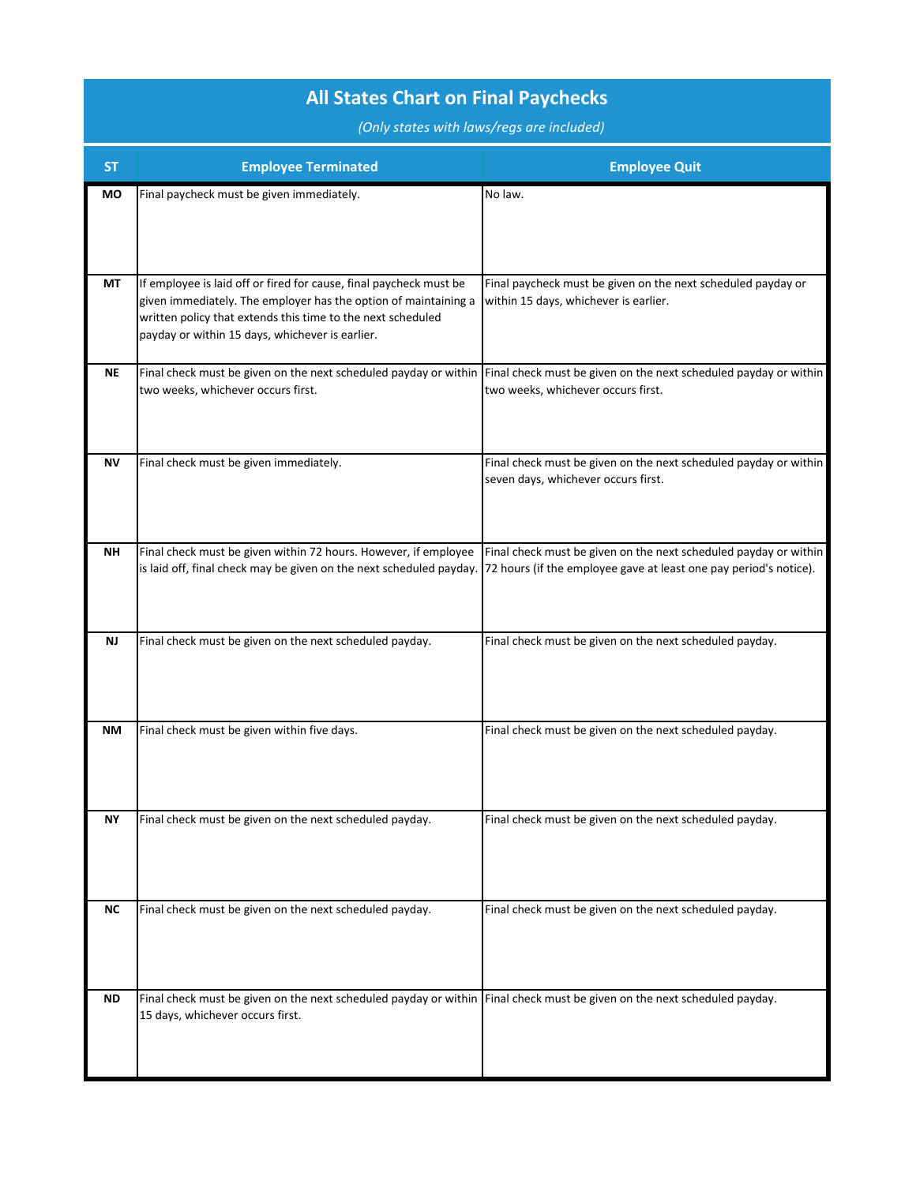# All States Chart on Final Paychecks

*(Only states with laws/regs are included)*

| ST | Employee Terminated | Employee Quit |
|---|---|---|
| MO | Final paycheck must be given immediately. | No law. |
| MT | If employee is laid off or fired for cause, final paycheck must be given immediately. The employer has the option of maintaining a written policy that extends this time to the next scheduled payday or within 15 days, whichever is earlier. | Final paycheck must be given on the next scheduled payday or within 15 days, whichever is earlier. |
| NE | Final check must be given on the next scheduled payday or within two weeks, whichever occurs first. | Final check must be given on the next scheduled payday or within two weeks, whichever occurs first. |
| NV | Final check must be given immediately. | Final check must be given on the next scheduled payday or within seven days, whichever occurs first. |
| NH | Final check must be given within 72 hours. However, if employee is laid off, final check may be given on the next scheduled payday. | Final check must be given on the next scheduled payday or within 72 hours (if the employee gave at least one pay period's notice). |
| NJ | Final check must be given on the next scheduled payday. | Final check must be given on the next scheduled payday. |
| NM | Final check must be given within five days. | Final check must be given on the next scheduled payday. |
| NY | Final check must be given on the next scheduled payday. | Final check must be given on the next scheduled payday. |
| NC | Final check must be given on the next scheduled payday. | Final check must be given on the next scheduled payday. |
| ND | Final check must be given on the next scheduled payday or within 15 days, whichever occurs first. | Final check must be given on the next scheduled payday. |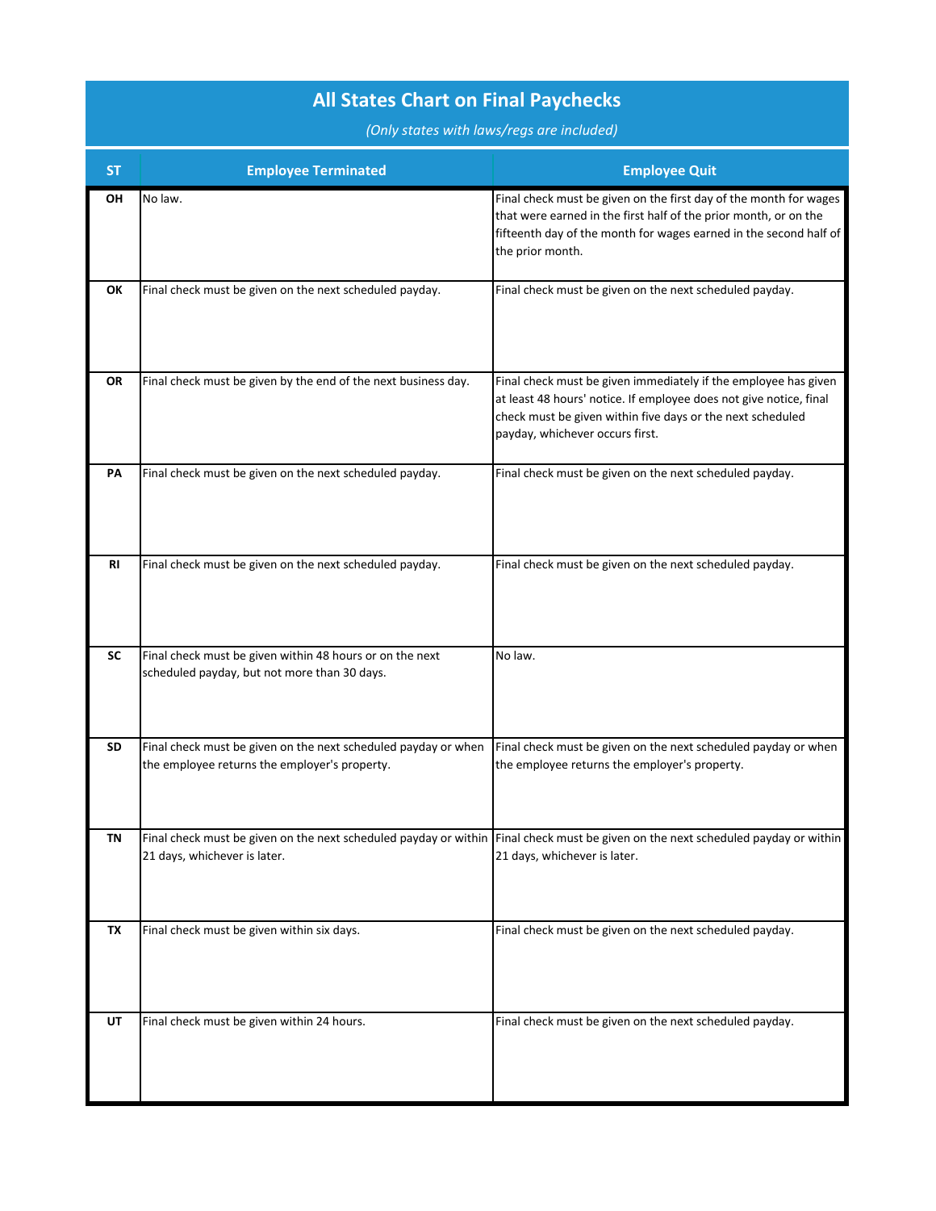# All States Chart on Final Paychecks

*(Only states with laws/regs are included)*

| ST | Employee Terminated | Employee Quit |
|---|---|---|
| OH | No law. | Final check must be given on the first day of the month for wages that were earned in the first half of the prior month, or on the fifteenth day of the month for wages earned in the second half of the prior month. |
| OK | Final check must be given on the next scheduled payday. | Final check must be given on the next scheduled payday. |
| OR | Final check must be given by the end of the next business day. | Final check must be given immediately if the employee has given at least 48 hours' notice. If employee does not give notice, final check must be given within five days or the next scheduled payday, whichever occurs first. |
| PA | Final check must be given on the next scheduled payday. | Final check must be given on the next scheduled payday. |
| RI | Final check must be given on the next scheduled payday. | Final check must be given on the next scheduled payday. |
| SC | Final check must be given within 48 hours or on the next scheduled payday, but not more than 30 days. | No law. |
| SD | Final check must be given on the next scheduled payday or when the employee returns the employer's property. | Final check must be given on the next scheduled payday or when the employee returns the employer's property. |
| TN | Final check must be given on the next scheduled payday or within 21 days, whichever is later. | Final check must be given on the next scheduled payday or within 21 days, whichever is later. |
| TX | Final check must be given within six days. | Final check must be given on the next scheduled payday. |
| UT | Final check must be given within 24 hours. | Final check must be given on the next scheduled payday. |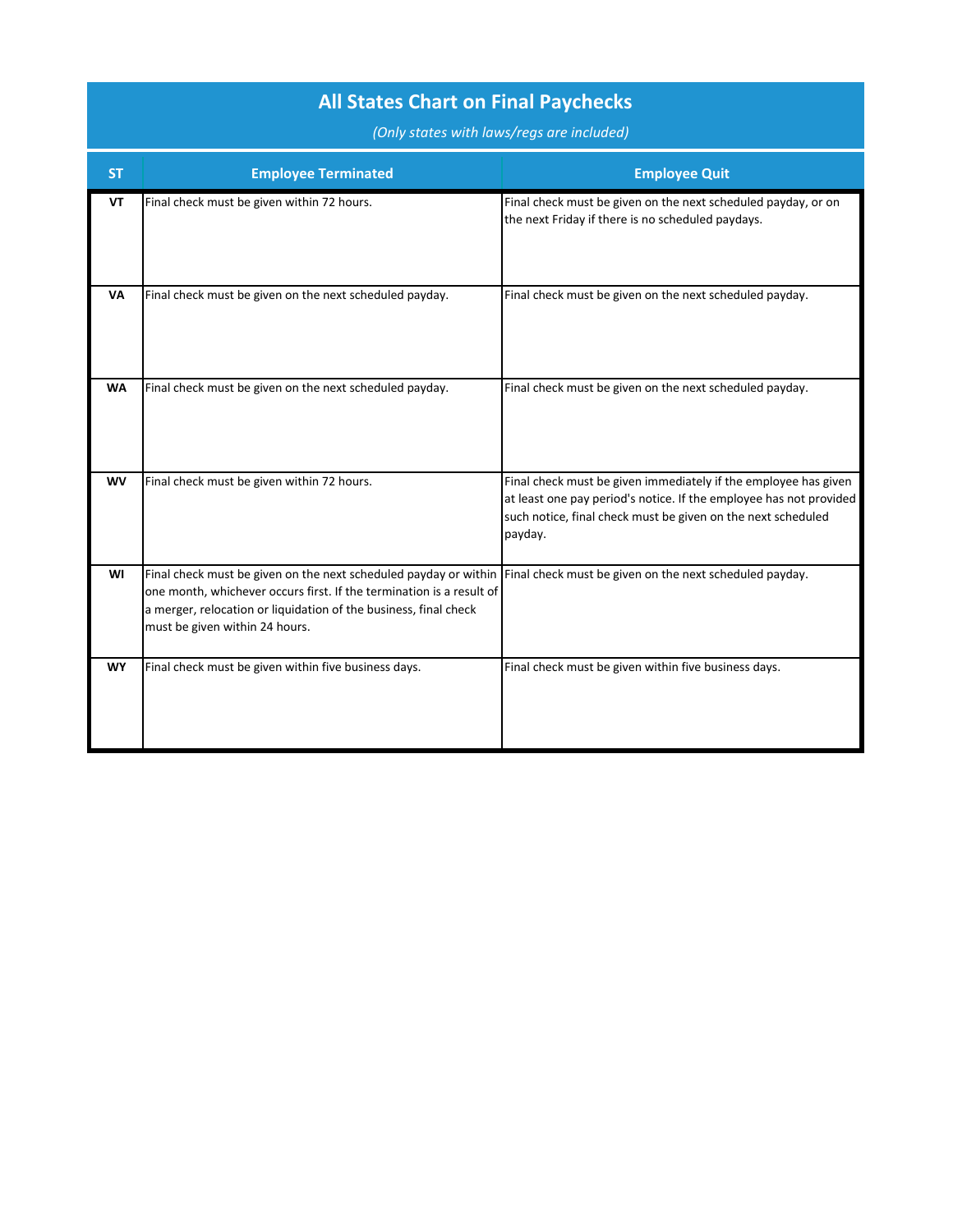## All States Chart on Final Paychecks

*(Only states with laws/regs are included)*

| ST | Employee Terminated | Employee Quit |
| --- | --- | --- |
| VT | Final check must be given within 72 hours. | Final check must be given on the next scheduled payday, or on the next Friday if there is no scheduled paydays. |
| VA | Final check must be given on the next scheduled payday. | Final check must be given on the next scheduled payday. |
| WA | Final check must be given on the next scheduled payday. | Final check must be given on the next scheduled payday. |
| WV | Final check must be given within 72 hours. | Final check must be given immediately if the employee has given at least one pay period's notice. If the employee has not provided such notice, final check must be given on the next scheduled payday. |
| WI | Final check must be given on the next scheduled payday or within one month, whichever occurs first. If the termination is a result of a merger, relocation or liquidation of the business, final check must be given within 24 hours. | Final check must be given on the next scheduled payday. |
| WY | Final check must be given within five business days. | Final check must be given within five business days. |